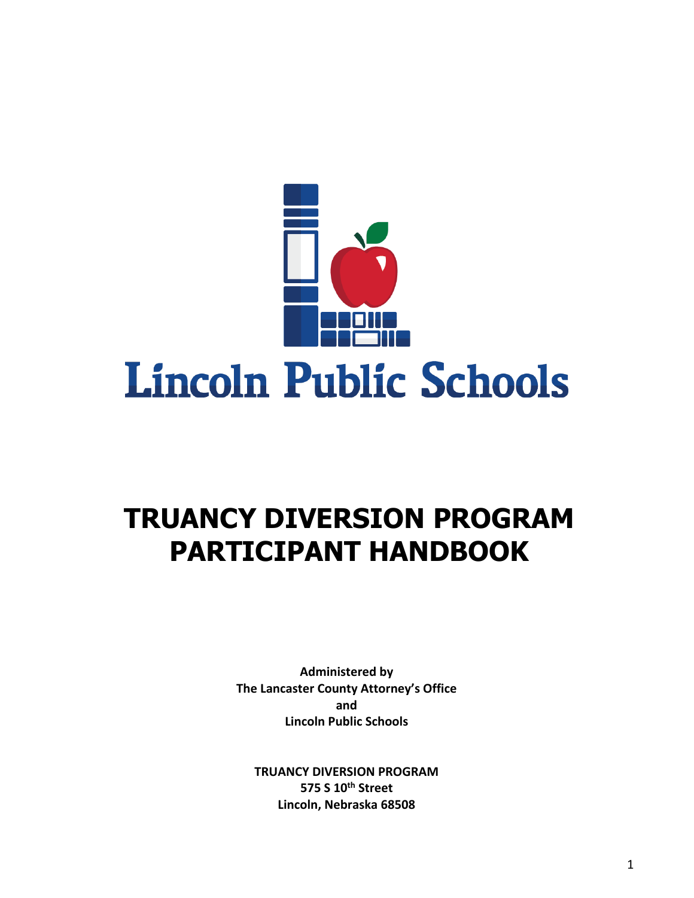Lincoln Public Schools

# TRUANCY DIVERSION PROGRAM PARTICIPANT HANDBOOK

**Administered by**
**The Lancaster County Attorney's Office**
**and**
**Lincoln Public Schools**

**TRUANCY DIVERSION PROGRAM**
**575 S 10th Street**
**Lincoln, Nebraska 68508**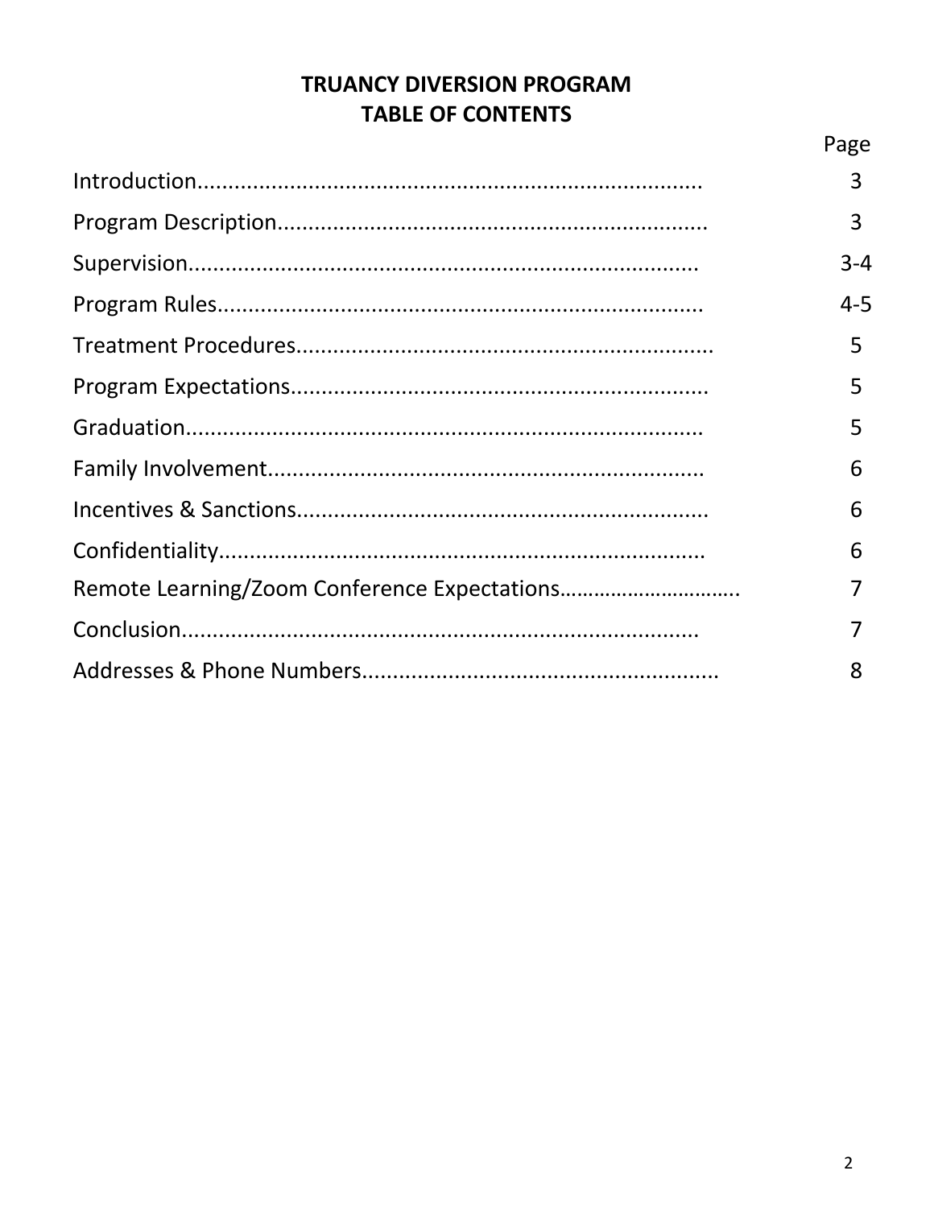# TRUANCY DIVERSION PROGRAM
## TABLE OF CONTENTS

| | Page |
|---|---|
| Introduction | 3 |
| Program Description | 3 |
| Supervision | 3-4 |
| Program Rules | 4-5 |
| Treatment Procedures | 5 |
| Program Expectations | 5 |
| Graduation | 5 |
| Family Involvement | 6 |
| Incentives & Sanctions | 6 |
| Confidentiality | 6 |
| Remote Learning/Zoom Conference Expectations | 7 |
| Conclusion | 7 |
| Addresses & Phone Numbers | 8 |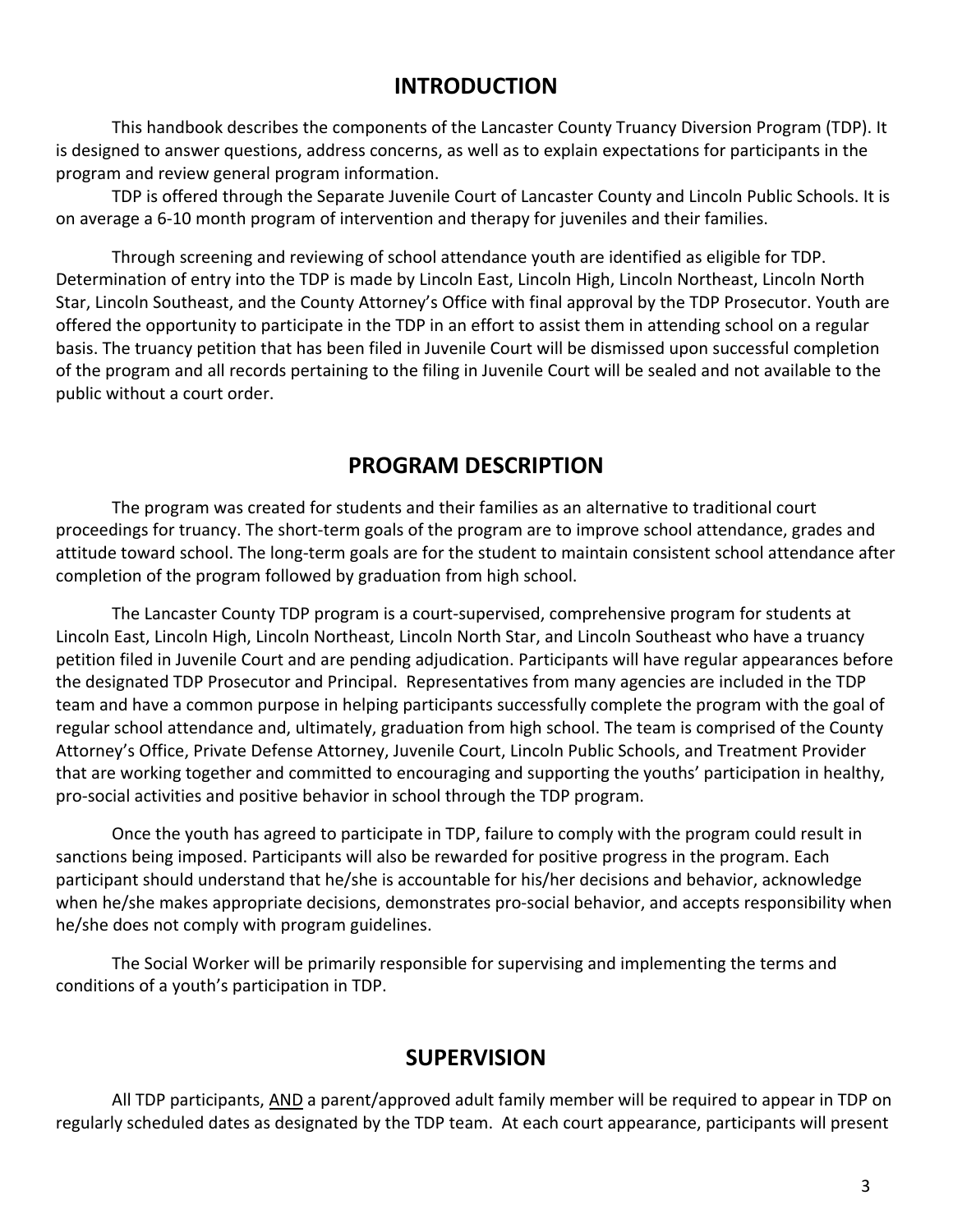## INTRODUCTION

This handbook describes the components of the Lancaster County Truancy Diversion Program (TDP). It is designed to answer questions, address concerns, as well as to explain expectations for participants in the program and review general program information.

TDP is offered through the Separate Juvenile Court of Lancaster County and Lincoln Public Schools. It is on average a 6-10 month program of intervention and therapy for juveniles and their families.

Through screening and reviewing of school attendance youth are identified as eligible for TDP. Determination of entry into the TDP is made by Lincoln East, Lincoln High, Lincoln Northeast, Lincoln North Star, Lincoln Southeast, and the County Attorney's Office with final approval by the TDP Prosecutor. Youth are offered the opportunity to participate in the TDP in an effort to assist them in attending school on a regular basis. The truancy petition that has been filed in Juvenile Court will be dismissed upon successful completion of the program and all records pertaining to the filing in Juvenile Court will be sealed and not available to the public without a court order.

## PROGRAM DESCRIPTION

The program was created for students and their families as an alternative to traditional court proceedings for truancy. The short-term goals of the program are to improve school attendance, grades and attitude toward school. The long-term goals are for the student to maintain consistent school attendance after completion of the program followed by graduation from high school.

The Lancaster County TDP program is a court-supervised, comprehensive program for students at Lincoln East, Lincoln High, Lincoln Northeast, Lincoln North Star, and Lincoln Southeast who have a truancy petition filed in Juvenile Court and are pending adjudication. Participants will have regular appearances before the designated TDP Prosecutor and Principal. Representatives from many agencies are included in the TDP team and have a common purpose in helping participants successfully complete the program with the goal of regular school attendance and, ultimately, graduation from high school. The team is comprised of the County Attorney's Office, Private Defense Attorney, Juvenile Court, Lincoln Public Schools, and Treatment Provider that are working together and committed to encouraging and supporting the youths' participation in healthy, pro-social activities and positive behavior in school through the TDP program.

Once the youth has agreed to participate in TDP, failure to comply with the program could result in sanctions being imposed. Participants will also be rewarded for positive progress in the program. Each participant should understand that he/she is accountable for his/her decisions and behavior, acknowledge when he/she makes appropriate decisions, demonstrates pro-social behavior, and accepts responsibility when he/she does not comply with program guidelines.

The Social Worker will be primarily responsible for supervising and implementing the terms and conditions of a youth's participation in TDP.

## SUPERVISION

All TDP participants, AND a parent/approved adult family member will be required to appear in TDP on regularly scheduled dates as designated by the TDP team. At each court appearance, participants will present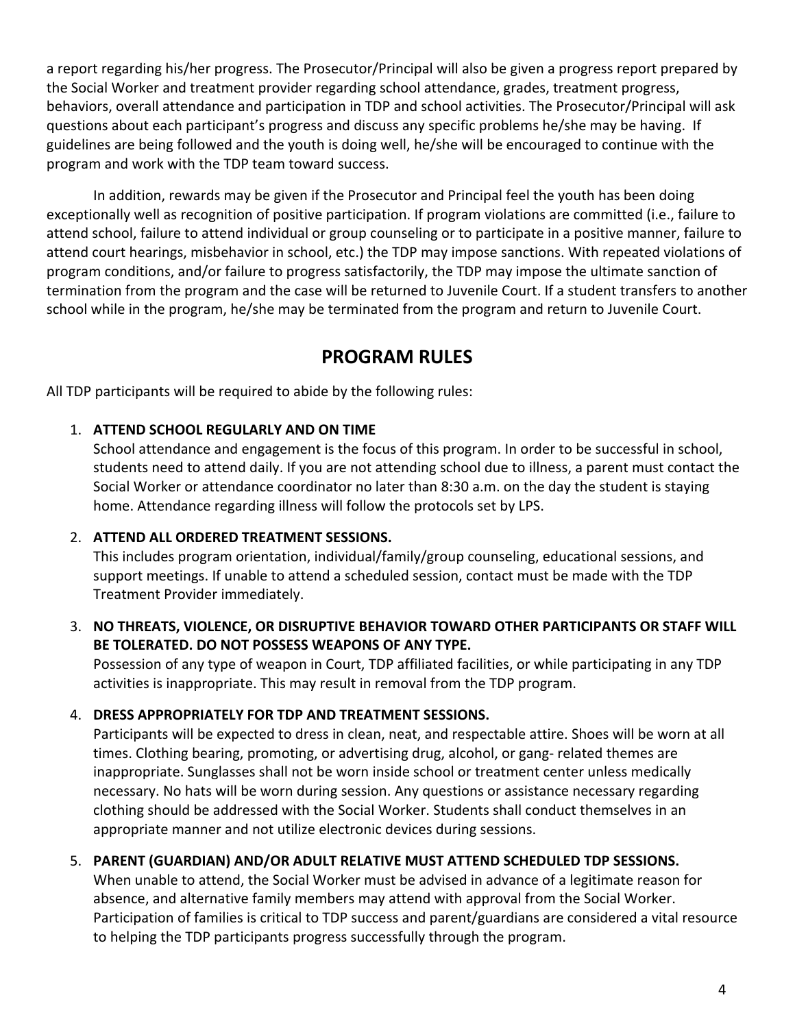a report regarding his/her progress. The Prosecutor/Principal will also be given a progress report prepared by the Social Worker and treatment provider regarding school attendance, grades, treatment progress, behaviors, overall attendance and participation in TDP and school activities. The Prosecutor/Principal will ask questions about each participant's progress and discuss any specific problems he/she may be having. If guidelines are being followed and the youth is doing well, he/she will be encouraged to continue with the program and work with the TDP team toward success.

In addition, rewards may be given if the Prosecutor and Principal feel the youth has been doing exceptionally well as recognition of positive participation. If program violations are committed (i.e., failure to attend school, failure to attend individual or group counseling or to participate in a positive manner, failure to attend court hearings, misbehavior in school, etc.) the TDP may impose sanctions. With repeated violations of program conditions, and/or failure to progress satisfactorily, the TDP may impose the ultimate sanction of termination from the program and the case will be returned to Juvenile Court. If a student transfers to another school while in the program, he/she may be terminated from the program and return to Juvenile Court.

## PROGRAM RULES

All TDP participants will be required to abide by the following rules:

1. **ATTEND SCHOOL REGULARLY AND ON TIME**
   School attendance and engagement is the focus of this program. In order to be successful in school, students need to attend daily. If you are not attending school due to illness, a parent must contact the Social Worker or attendance coordinator no later than 8:30 a.m. on the day the student is staying home. Attendance regarding illness will follow the protocols set by LPS.

2. **ATTEND ALL ORDERED TREATMENT SESSIONS.**
   This includes program orientation, individual/family/group counseling, educational sessions, and support meetings. If unable to attend a scheduled session, contact must be made with the TDP Treatment Provider immediately.

3. **NO THREATS, VIOLENCE, OR DISRUPTIVE BEHAVIOR TOWARD OTHER PARTICIPANTS OR STAFF WILL BE TOLERATED. DO NOT POSSESS WEAPONS OF ANY TYPE.**
   Possession of any type of weapon in Court, TDP affiliated facilities, or while participating in any TDP activities is inappropriate. This may result in removal from the TDP program.

4. **DRESS APPROPRIATELY FOR TDP AND TREATMENT SESSIONS.**
   Participants will be expected to dress in clean, neat, and respectable attire. Shoes will be worn at all times. Clothing bearing, promoting, or advertising drug, alcohol, or gang- related themes are inappropriate. Sunglasses shall not be worn inside school or treatment center unless medically necessary. No hats will be worn during session. Any questions or assistance necessary regarding clothing should be addressed with the Social Worker. Students shall conduct themselves in an appropriate manner and not utilize electronic devices during sessions.

5. **PARENT (GUARDIAN) AND/OR ADULT RELATIVE MUST ATTEND SCHEDULED TDP SESSIONS.**
   When unable to attend, the Social Worker must be advised in advance of a legitimate reason for absence, and alternative family members may attend with approval from the Social Worker. Participation of families is critical to TDP success and parent/guardians are considered a vital resource to helping the TDP participants progress successfully through the program.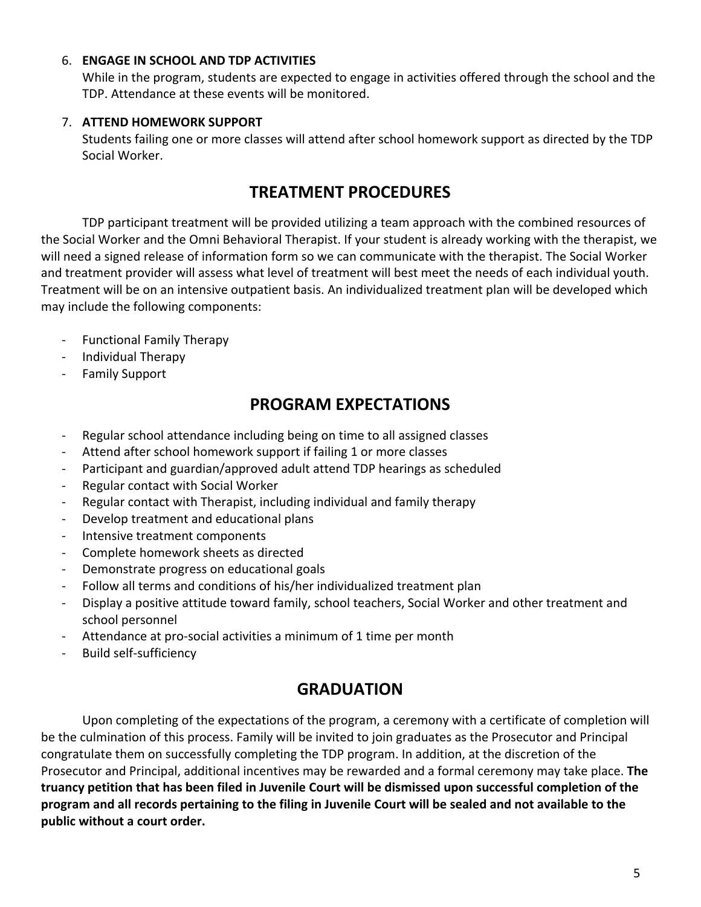6. **ENGAGE IN SCHOOL AND TDP ACTIVITIES**
   While in the program, students are expected to engage in activities offered through the school and the TDP. Attendance at these events will be monitored.

7. **ATTEND HOMEWORK SUPPORT**
   Students failing one or more classes will attend after school homework support as directed by the TDP Social Worker.

## TREATMENT PROCEDURES

TDP participant treatment will be provided utilizing a team approach with the combined resources of the Social Worker and the Omni Behavioral Therapist. If your student is already working with the therapist, we will need a signed release of information form so we can communicate with the therapist. The Social Worker and treatment provider will assess what level of treatment will best meet the needs of each individual youth. Treatment will be on an intensive outpatient basis. An individualized treatment plan will be developed which may include the following components:

- Functional Family Therapy
- Individual Therapy
- Family Support

## PROGRAM EXPECTATIONS

- Regular school attendance including being on time to all assigned classes
- Attend after school homework support if failing 1 or more classes
- Participant and guardian/approved adult attend TDP hearings as scheduled
- Regular contact with Social Worker
- Regular contact with Therapist, including individual and family therapy
- Develop treatment and educational plans
- Intensive treatment components
- Complete homework sheets as directed
- Demonstrate progress on educational goals
- Follow all terms and conditions of his/her individualized treatment plan
- Display a positive attitude toward family, school teachers, Social Worker and other treatment and school personnel
- Attendance at pro-social activities a minimum of 1 time per month
- Build self-sufficiency

## GRADUATION

Upon completing of the expectations of the program, a ceremony with a certificate of completion will be the culmination of this process. Family will be invited to join graduates as the Prosecutor and Principal congratulate them on successfully completing the TDP program. In addition, at the discretion of the Prosecutor and Principal, additional incentives may be rewarded and a formal ceremony may take place. **The truancy petition that has been filed in Juvenile Court will be dismissed upon successful completion of the program and all records pertaining to the filing in Juvenile Court will be sealed and not available to the public without a court order.**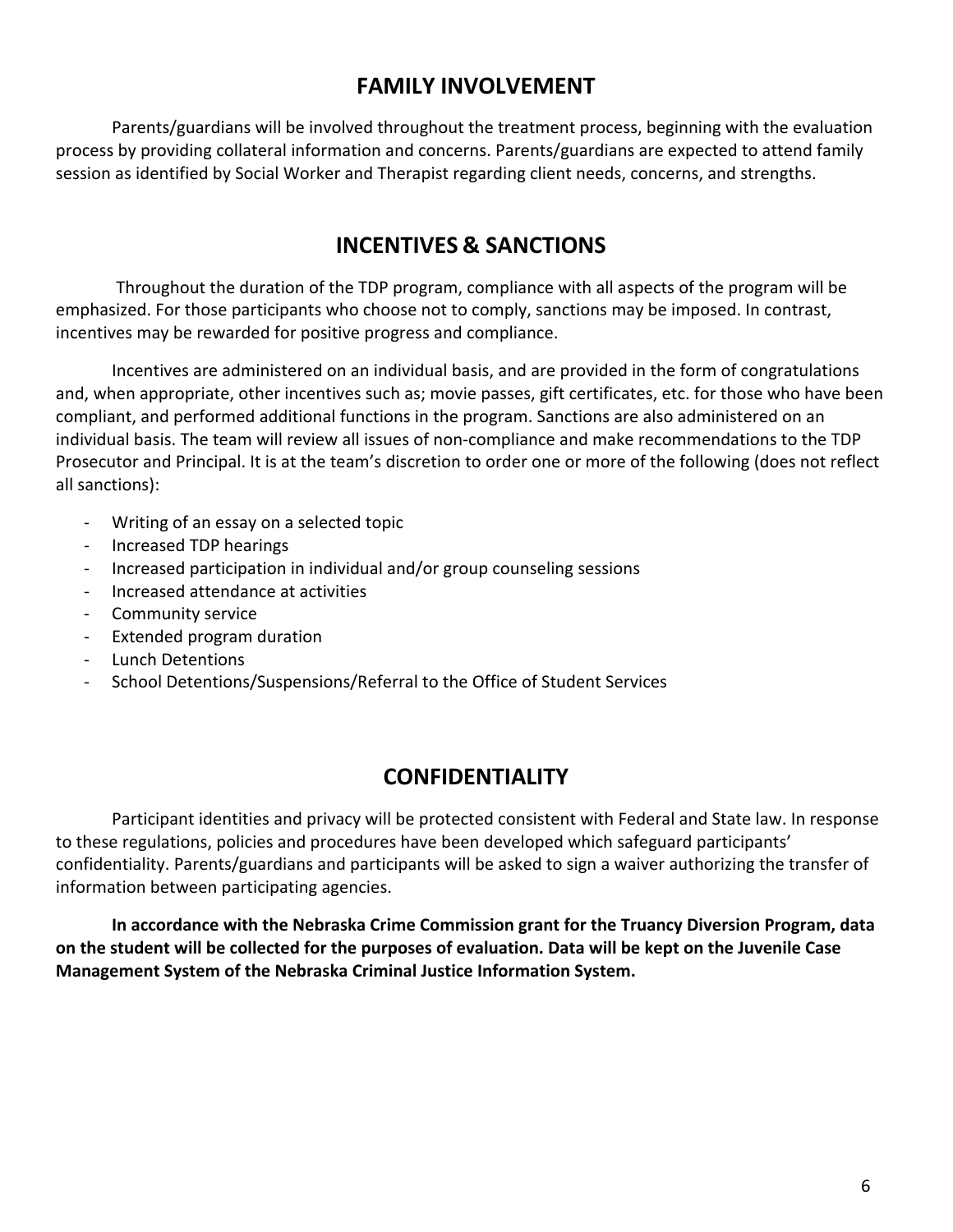## FAMILY INVOLVEMENT

Parents/guardians will be involved throughout the treatment process, beginning with the evaluation process by providing collateral information and concerns. Parents/guardians are expected to attend family session as identified by Social Worker and Therapist regarding client needs, concerns, and strengths.

## INCENTIVES & SANCTIONS

Throughout the duration of the TDP program, compliance with all aspects of the program will be emphasized. For those participants who choose not to comply, sanctions may be imposed. In contrast, incentives may be rewarded for positive progress and compliance.

Incentives are administered on an individual basis, and are provided in the form of congratulations and, when appropriate, other incentives such as; movie passes, gift certificates, etc. for those who have been compliant, and performed additional functions in the program. Sanctions are also administered on an individual basis. The team will review all issues of non-compliance and make recommendations to the TDP Prosecutor and Principal. It is at the team's discretion to order one or more of the following (does not reflect all sanctions):

- Writing of an essay on a selected topic
- Increased TDP hearings
- Increased participation in individual and/or group counseling sessions
- Increased attendance at activities
- Community service
- Extended program duration
- Lunch Detentions
- School Detentions/Suspensions/Referral to the Office of Student Services

## CONFIDENTIALITY

Participant identities and privacy will be protected consistent with Federal and State law. In response to these regulations, policies and procedures have been developed which safeguard participants' confidentiality. Parents/guardians and participants will be asked to sign a waiver authorizing the transfer of information between participating agencies.

**In accordance with the Nebraska Crime Commission grant for the Truancy Diversion Program, data on the student will be collected for the purposes of evaluation. Data will be kept on the Juvenile Case Management System of the Nebraska Criminal Justice Information System.**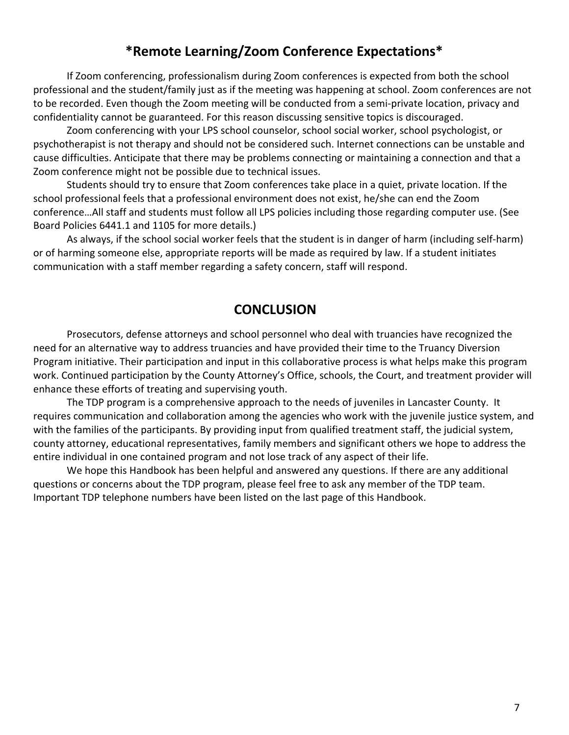## *Remote Learning/Zoom Conference Expectations*

If Zoom conferencing, professionalism during Zoom conferences is expected from both the school professional and the student/family just as if the meeting was happening at school. Zoom conferences are not to be recorded. Even though the Zoom meeting will be conducted from a semi-private location, privacy and confidentiality cannot be guaranteed. For this reason discussing sensitive topics is discouraged.

Zoom conferencing with your LPS school counselor, school social worker, school psychologist, or psychotherapist is not therapy and should not be considered such. Internet connections can be unstable and cause difficulties. Anticipate that there may be problems connecting or maintaining a connection and that a Zoom conference might not be possible due to technical issues.

Students should try to ensure that Zoom conferences take place in a quiet, private location. If the school professional feels that a professional environment does not exist, he/she can end the Zoom conference…All staff and students must follow all LPS policies including those regarding computer use. (See Board Policies 6441.1 and 1105 for more details.)

As always, if the school social worker feels that the student is in danger of harm (including self-harm) or of harming someone else, appropriate reports will be made as required by law. If a student initiates communication with a staff member regarding a safety concern, staff will respond.

## CONCLUSION

Prosecutors, defense attorneys and school personnel who deal with truancies have recognized the need for an alternative way to address truancies and have provided their time to the Truancy Diversion Program initiative. Their participation and input in this collaborative process is what helps make this program work. Continued participation by the County Attorney's Office, schools, the Court, and treatment provider will enhance these efforts of treating and supervising youth.

The TDP program is a comprehensive approach to the needs of juveniles in Lancaster County. It requires communication and collaboration among the agencies who work with the juvenile justice system, and with the families of the participants. By providing input from qualified treatment staff, the judicial system, county attorney, educational representatives, family members and significant others we hope to address the entire individual in one contained program and not lose track of any aspect of their life.

We hope this Handbook has been helpful and answered any questions. If there are any additional questions or concerns about the TDP program, please feel free to ask any member of the TDP team. Important TDP telephone numbers have been listed on the last page of this Handbook.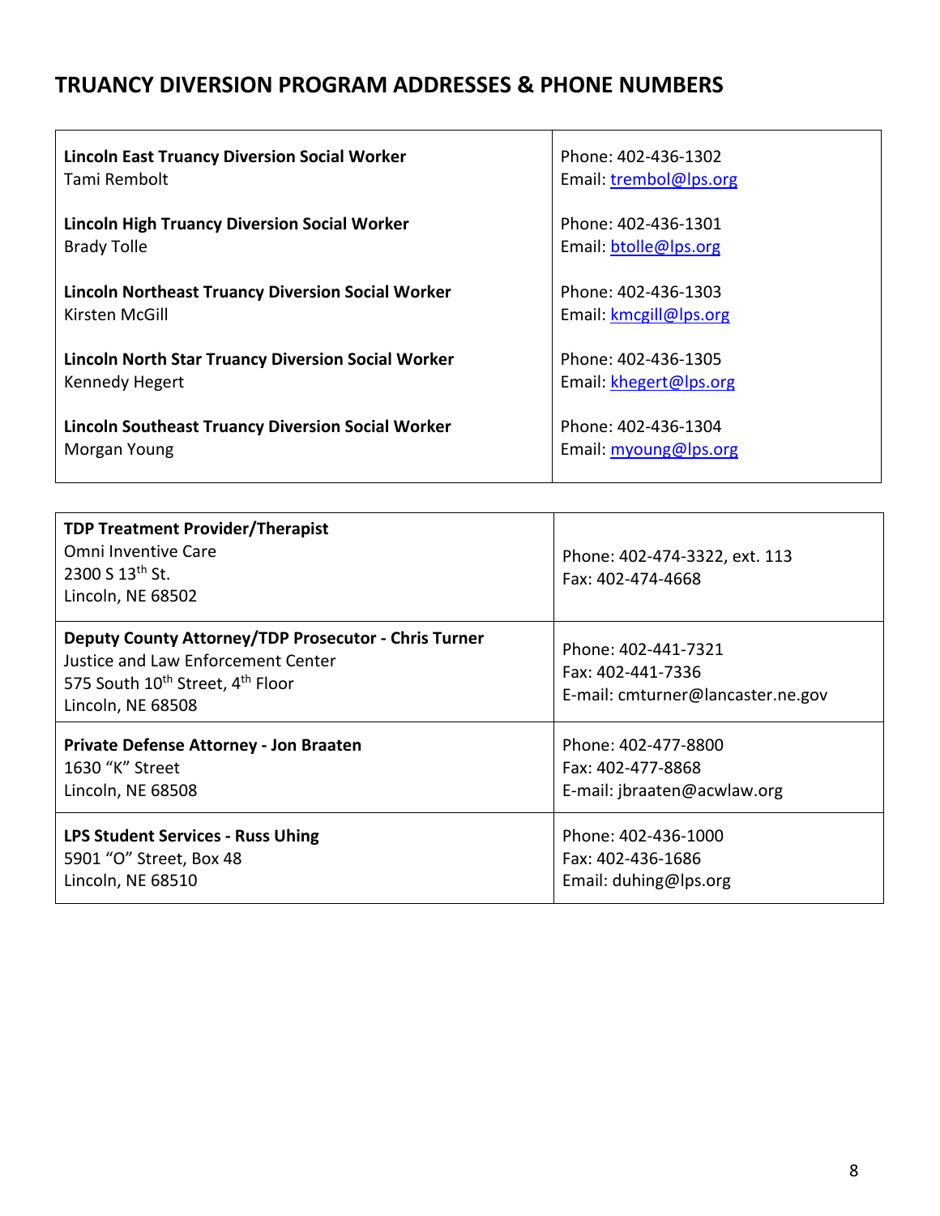## TRUANCY DIVERSION PROGRAM ADDRESSES & PHONE NUMBERS

| | |
|---|---|
| **Lincoln East Truancy Diversion Social Worker**<br>Tami Rembolt | Phone: 402-436-1302<br>Email: trembol@lps.org |
| **Lincoln High Truancy Diversion Social Worker**<br>Brady Tolle | Phone: 402-436-1301<br>Email: btolle@lps.org |
| **Lincoln Northeast Truancy Diversion Social Worker**<br>Kirsten McGill | Phone: 402-436-1303<br>Email: kmcgill@lps.org |
| **Lincoln North Star Truancy Diversion Social Worker**<br>Kennedy Hegert | Phone: 402-436-1305<br>Email: khegert@lps.org |
| **Lincoln Southeast Truancy Diversion Social Worker**<br>Morgan Young | Phone: 402-436-1304<br>Email: myoung@lps.org |

| | |
|---|---|
| **TDP Treatment Provider/Therapist**<br>Omni Inventive Care<br>2300 S 13th St.<br>Lincoln, NE 68502 | Phone: 402-474-3322, ext. 113<br>Fax: 402-474-4668 |
| **Deputy County Attorney/TDP Prosecutor - Chris Turner**<br>Justice and Law Enforcement Center<br>575 South 10th Street, 4th Floor<br>Lincoln, NE 68508 | Phone: 402-441-7321<br>Fax: 402-441-7336<br>E-mail: cmturner@lancaster.ne.gov |
| **Private Defense Attorney - Jon Braaten**<br>1630 "K" Street<br>Lincoln, NE 68508 | Phone: 402-477-8800<br>Fax: 402-477-8868<br>E-mail: jbraaten@acwlaw.org |
| **LPS Student Services - Russ Uhing**<br>5901 "O" Street, Box 48<br>Lincoln, NE 68510 | Phone: 402-436-1000<br>Fax: 402-436-1686<br>Email: duhing@lps.org |